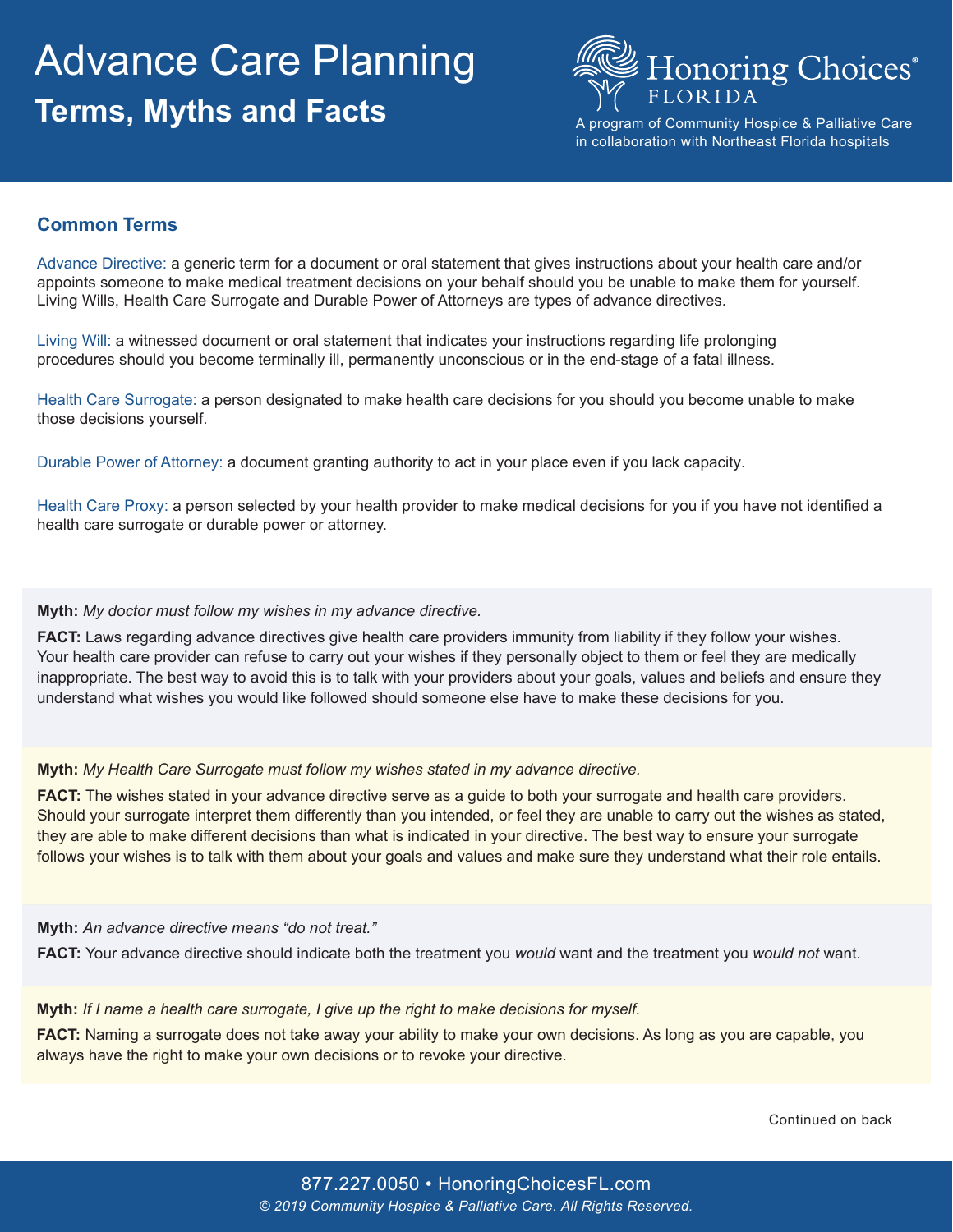# Advance Care Planning

## Terms, Myths and Facts

Honoring Choices® FLORIDA

A program of Community Hospice & Palliative Care in collaboration with Northeast Florida hospitals

### Common Terms

Advance Directive: a generic term for a document or oral statement that gives instructions about your health care and/or appoints someone to make medical treatment decisions on your behalf should you be unable to make them for yourself. Living Wills, Health Care Surrogate and Durable Power of Attorneys are types of advance directives.

Living Will: a witnessed document or oral statement that indicates your instructions regarding life prolonging procedures should you become terminally ill, permanently unconscious or in the end-stage of a fatal illness.

Health Care Surrogate: a person designated to make health care decisions for you should you become unable to make those decisions yourself.

Durable Power of Attorney: a document granting authority to act in your place even if you lack capacity.

Health Care Proxy: a person selected by your health provider to make medical decisions for you if you have not identified a health care surrogate or durable power or attorney.

**Myth:** *My doctor must follow my wishes in my advance directive.*

**FACT:** Laws regarding advance directives give health care providers immunity from liability if they follow your wishes. Your health care provider can refuse to carry out your wishes if they personally object to them or feel they are medically inappropriate. The best way to avoid this is to talk with your providers about your goals, values and beliefs and ensure they understand what wishes you would like followed should someone else have to make these decisions for you.

**Myth:** *My Health Care Surrogate must follow my wishes stated in my advance directive.*

**FACT:** The wishes stated in your advance directive serve as a guide to both your surrogate and health care providers. Should your surrogate interpret them differently than you intended, or feel they are unable to carry out the wishes as stated, they are able to make different decisions than what is indicated in your directive. The best way to ensure your surrogate follows your wishes is to talk with them about your goals and values and make sure they understand what their role entails.

**Myth:** *An advance directive means "do not treat."*

**FACT:** Your advance directive should indicate both the treatment you *would* want and the treatment you *would not* want.

**Myth:** *If I name a health care surrogate, I give up the right to make decisions for myself.*

**FACT:** Naming a surrogate does not take away your ability to make your own decisions. As long as you are capable, you always have the right to make your own decisions or to revoke your directive.

Continued on back

877.227.0050 • HonoringChoicesFL.com

*© 2019 Community Hospice & Palliative Care. All Rights Reserved.*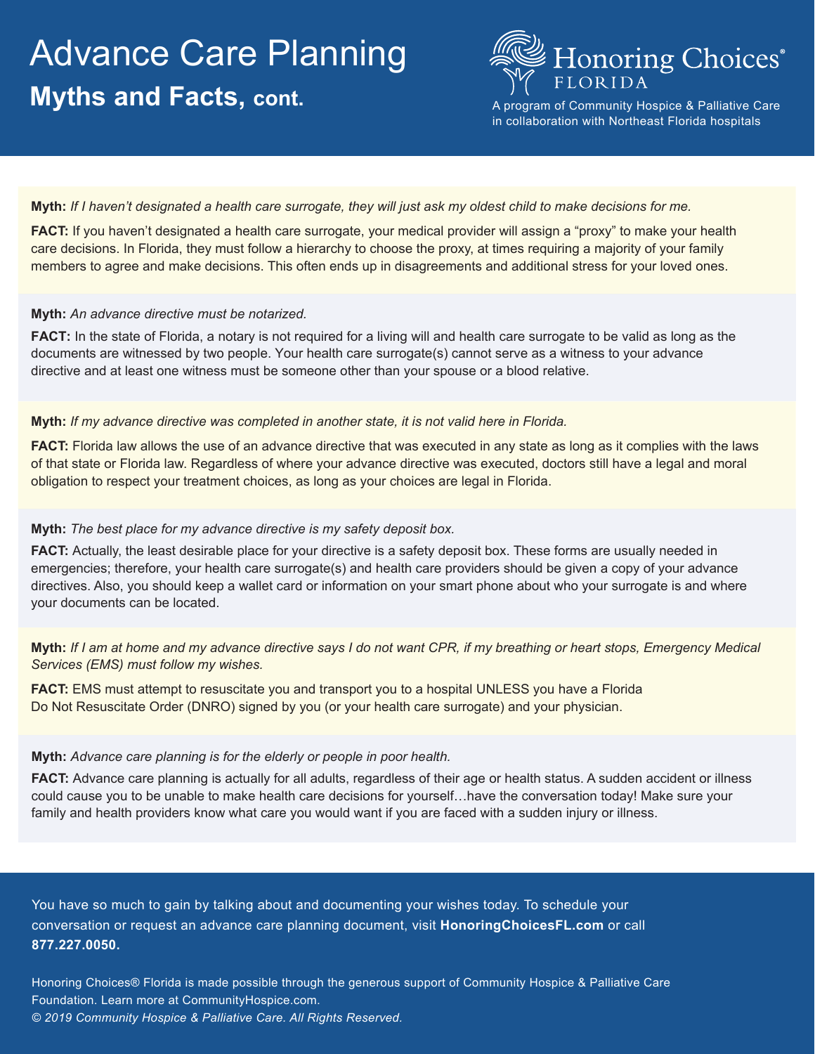# Advance Care Planning

## Myths and Facts, cont.

Honoring Choices® FLORIDA

A program of Community Hospice & Palliative Care in collaboration with Northeast Florida hospitals

**Myth:** *If I haven't designated a health care surrogate, they will just ask my oldest child to make decisions for me.*

**FACT:** If you haven't designated a health care surrogate, your medical provider will assign a "proxy" to make your health care decisions. In Florida, they must follow a hierarchy to choose the proxy, at times requiring a majority of your family members to agree and make decisions. This often ends up in disagreements and additional stress for your loved ones.

**Myth:** *An advance directive must be notarized.*

**FACT:** In the state of Florida, a notary is not required for a living will and health care surrogate to be valid as long as the documents are witnessed by two people. Your health care surrogate(s) cannot serve as a witness to your advance directive and at least one witness must be someone other than your spouse or a blood relative.

**Myth:** *If my advance directive was completed in another state, it is not valid here in Florida.*

**FACT:** Florida law allows the use of an advance directive that was executed in any state as long as it complies with the laws of that state or Florida law. Regardless of where your advance directive was executed, doctors still have a legal and moral obligation to respect your treatment choices, as long as your choices are legal in Florida.

**Myth:** *The best place for my advance directive is my safety deposit box.*

**FACT:** Actually, the least desirable place for your directive is a safety deposit box. These forms are usually needed in emergencies; therefore, your health care surrogate(s) and health care providers should be given a copy of your advance directives. Also, you should keep a wallet card or information on your smart phone about who your surrogate is and where your documents can be located.

**Myth:** *If I am at home and my advance directive says I do not want CPR, if my breathing or heart stops, Emergency Medical Services (EMS) must follow my wishes.*

**FACT:** EMS must attempt to resuscitate you and transport you to a hospital UNLESS you have a Florida Do Not Resuscitate Order (DNRO) signed by you (or your health care surrogate) and your physician.

**Myth:** *Advance care planning is for the elderly or people in poor health.*

**FACT:** Advance care planning is actually for all adults, regardless of their age or health status. A sudden accident or illness could cause you to be unable to make health care decisions for yourself…have the conversation today! Make sure your family and health providers know what care you would want if you are faced with a sudden injury or illness.

You have so much to gain by talking about and documenting your wishes today. To schedule your conversation or request an advance care planning document, visit **HonoringChoicesFL.com** or call **877.227.0050.**

Honoring Choices® Florida is made possible through the generous support of Community Hospice & Palliative Care Foundation. Learn more at CommunityHospice.com.

*© 2019 Community Hospice & Palliative Care. All Rights Reserved.*